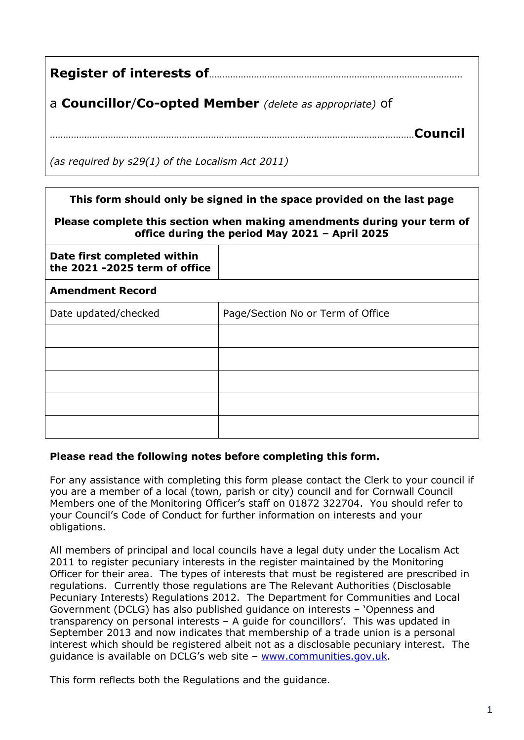**Register of interests of**…………………………………………………………………………………

a **Councillor**/**Co-opted Member** *(delete as appropriate)* of

…………………………………………………………………………………………………………………………**Council**

*(as required by s29(1) of the Localism Act 2011)*

| **This form should only be signed in the space provided on the last page**<br><br>**Please complete this section when making amendments during your term of office during the period May 2021 – April 2025** | |
|---|---|
| **Date first completed within the 2021 -2025 term of office** | |
| **Amendment Record** | |
| Date updated/checked | Page/Section No or Term of Office |
| | |
| | |
| | |
| | |
| | |

**Please read the following notes before completing this form.**

For any assistance with completing this form please contact the Clerk to your council if you are a member of a local (town, parish or city) council and for Cornwall Council Members one of the Monitoring Officer's staff on 01872 322704. You should refer to your Council's Code of Conduct for further information on interests and your obligations.

All members of principal and local councils have a legal duty under the Localism Act 2011 to register pecuniary interests in the register maintained by the Monitoring Officer for their area. The types of interests that must be registered are prescribed in regulations. Currently those regulations are The Relevant Authorities (Disclosable Pecuniary Interests) Regulations 2012. The Department for Communities and Local Government (DCLG) has also published guidance on interests – 'Openness and transparency on personal interests – A guide for councillors'. This was updated in September 2013 and now indicates that membership of a trade union is a personal interest which should be registered albeit not as a disclosable pecuniary interest. The guidance is available on DCLG's web site – www.communities.gov.uk.

This form reflects both the Regulations and the guidance.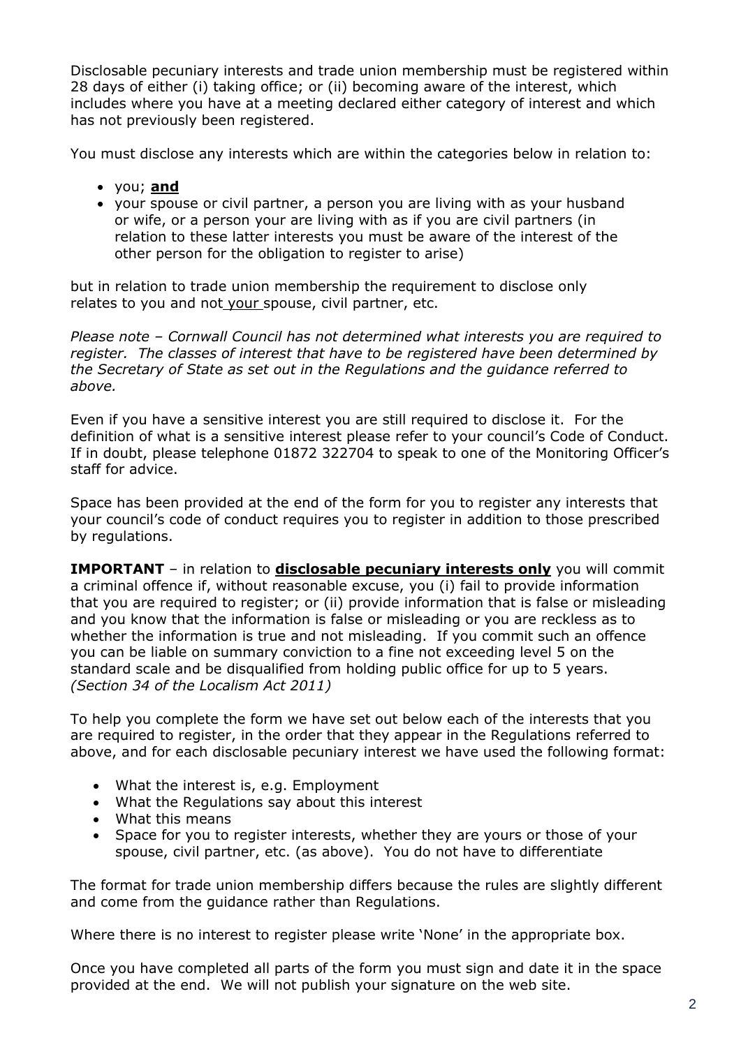Disclosable pecuniary interests and trade union membership must be registered within 28 days of either (i) taking office; or (ii) becoming aware of the interest, which includes where you have at a meeting declared either category of interest and which has not previously been registered.

You must disclose any interests which are within the categories below in relation to:

- you; **and**
- your spouse or civil partner, a person you are living with as your husband or wife, or a person your are living with as if you are civil partners (in relation to these latter interests you must be aware of the interest of the other person for the obligation to register to arise)

but in relation to trade union membership the requirement to disclose only relates to you and not your spouse, civil partner, etc.

*Please note – Cornwall Council has not determined what interests you are required to register. The classes of interest that have to be registered have been determined by the Secretary of State as set out in the Regulations and the guidance referred to above.*

Even if you have a sensitive interest you are still required to disclose it. For the definition of what is a sensitive interest please refer to your council's Code of Conduct. If in doubt, please telephone 01872 322704 to speak to one of the Monitoring Officer's staff for advice.

Space has been provided at the end of the form for you to register any interests that your council's code of conduct requires you to register in addition to those prescribed by regulations.

**IMPORTANT** – in relation to **disclosable pecuniary interests only** you will commit a criminal offence if, without reasonable excuse, you (i) fail to provide information that you are required to register; or (ii) provide information that is false or misleading and you know that the information is false or misleading or you are reckless as to whether the information is true and not misleading. If you commit such an offence you can be liable on summary conviction to a fine not exceeding level 5 on the standard scale and be disqualified from holding public office for up to 5 years. *(Section 34 of the Localism Act 2011)*

To help you complete the form we have set out below each of the interests that you are required to register, in the order that they appear in the Regulations referred to above, and for each disclosable pecuniary interest we have used the following format:

- What the interest is, e.g. Employment
- What the Regulations say about this interest
- What this means
- Space for you to register interests, whether they are yours or those of your spouse, civil partner, etc. (as above). You do not have to differentiate

The format for trade union membership differs because the rules are slightly different and come from the guidance rather than Regulations.

Where there is no interest to register please write 'None' in the appropriate box.

Once you have completed all parts of the form you must sign and date it in the space provided at the end. We will not publish your signature on the web site.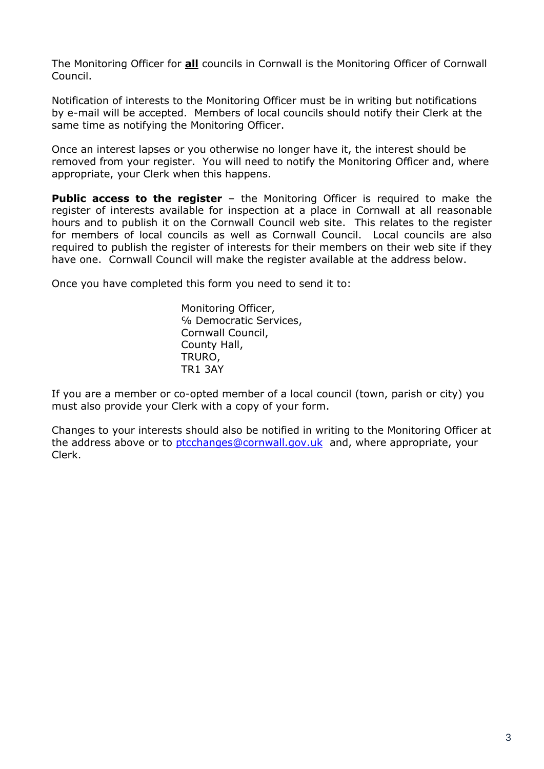The Monitoring Officer for **all** councils in Cornwall is the Monitoring Officer of Cornwall Council.

Notification of interests to the Monitoring Officer must be in writing but notifications by e-mail will be accepted. Members of local councils should notify their Clerk at the same time as notifying the Monitoring Officer.

Once an interest lapses or you otherwise no longer have it, the interest should be removed from your register. You will need to notify the Monitoring Officer and, where appropriate, your Clerk when this happens.

**Public access to the register** – the Monitoring Officer is required to make the register of interests available for inspection at a place in Cornwall at all reasonable hours and to publish it on the Cornwall Council web site. This relates to the register for members of local councils as well as Cornwall Council. Local councils are also required to publish the register of interests for their members on their web site if they have one. Cornwall Council will make the register available at the address below.

Once you have completed this form you need to send it to:

Monitoring Officer,  
℅ Democratic Services,  
Cornwall Council,  
County Hall,  
TRURO,  
TR1 3AY

If you are a member or co-opted member of a local council (town, parish or city) you must also provide your Clerk with a copy of your form.

Changes to your interests should also be notified in writing to the Monitoring Officer at the address above or to ptcchanges@cornwall.gov.uk and, where appropriate, your Clerk.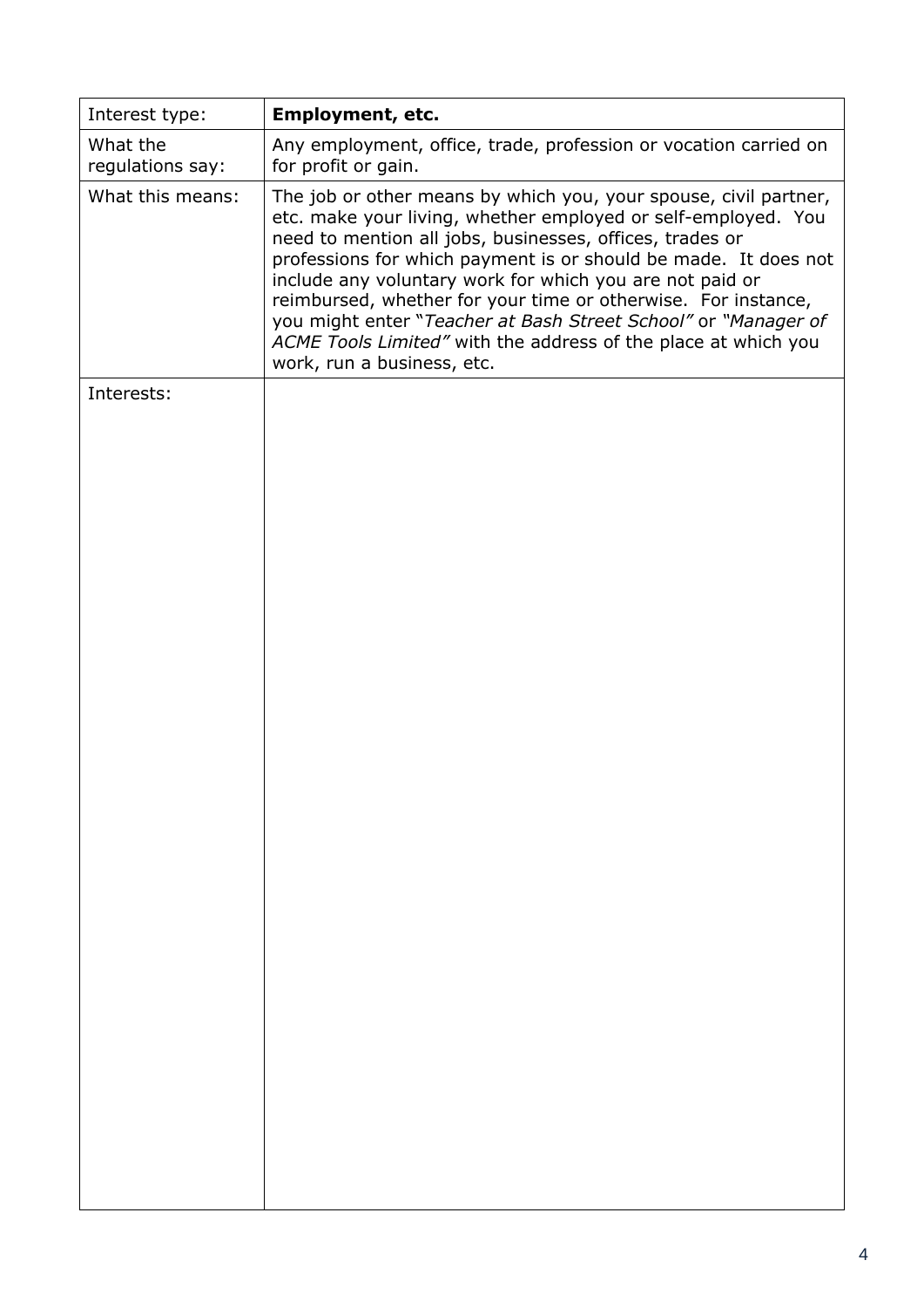| Interest type: | **Employment, etc.** |
| --- | --- |
| What the regulations say: | Any employment, office, trade, profession or vocation carried on for profit or gain. |
| What this means: | The job or other means by which you, your spouse, civil partner, etc. make your living, whether employed or self-employed. You need to mention all jobs, businesses, offices, trades or professions for which payment is or should be made. It does not include any voluntary work for which you are not paid or reimbursed, whether for your time or otherwise. For instance, you might enter "*Teacher at Bash Street School"* or *"Manager of ACME Tools Limited"* with the address of the place at which you work, run a business, etc. |
| Interests: | |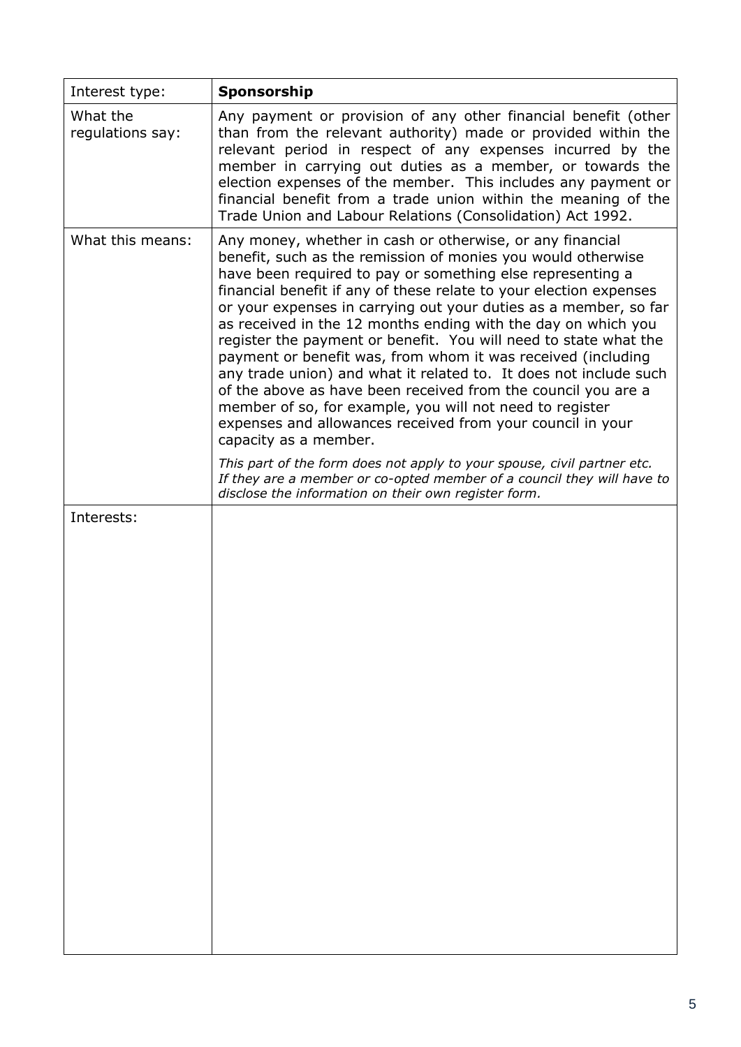| Interest type: | **Sponsorship** |
|---|---|
| What the regulations say: | Any payment or provision of any other financial benefit (other than from the relevant authority) made or provided within the relevant period in respect of any expenses incurred by the member in carrying out duties as a member, or towards the election expenses of the member. This includes any payment or financial benefit from a trade union within the meaning of the Trade Union and Labour Relations (Consolidation) Act 1992. |
| What this means: | Any money, whether in cash or otherwise, or any financial benefit, such as the remission of monies you would otherwise have been required to pay or something else representing a financial benefit if any of these relate to your election expenses or your expenses in carrying out your duties as a member, so far as received in the 12 months ending with the day on which you register the payment or benefit. You will need to state what the payment or benefit was, from whom it was received (including any trade union) and what it related to. It does not include such of the above as have been received from the council you are a member of so, for example, you will not need to register expenses and allowances received from your council in your capacity as a member.<br><br>*This part of the form does not apply to your spouse, civil partner etc. If they are a member or co-opted member of a council they will have to disclose the information on their own register form.* |
| Interests: | |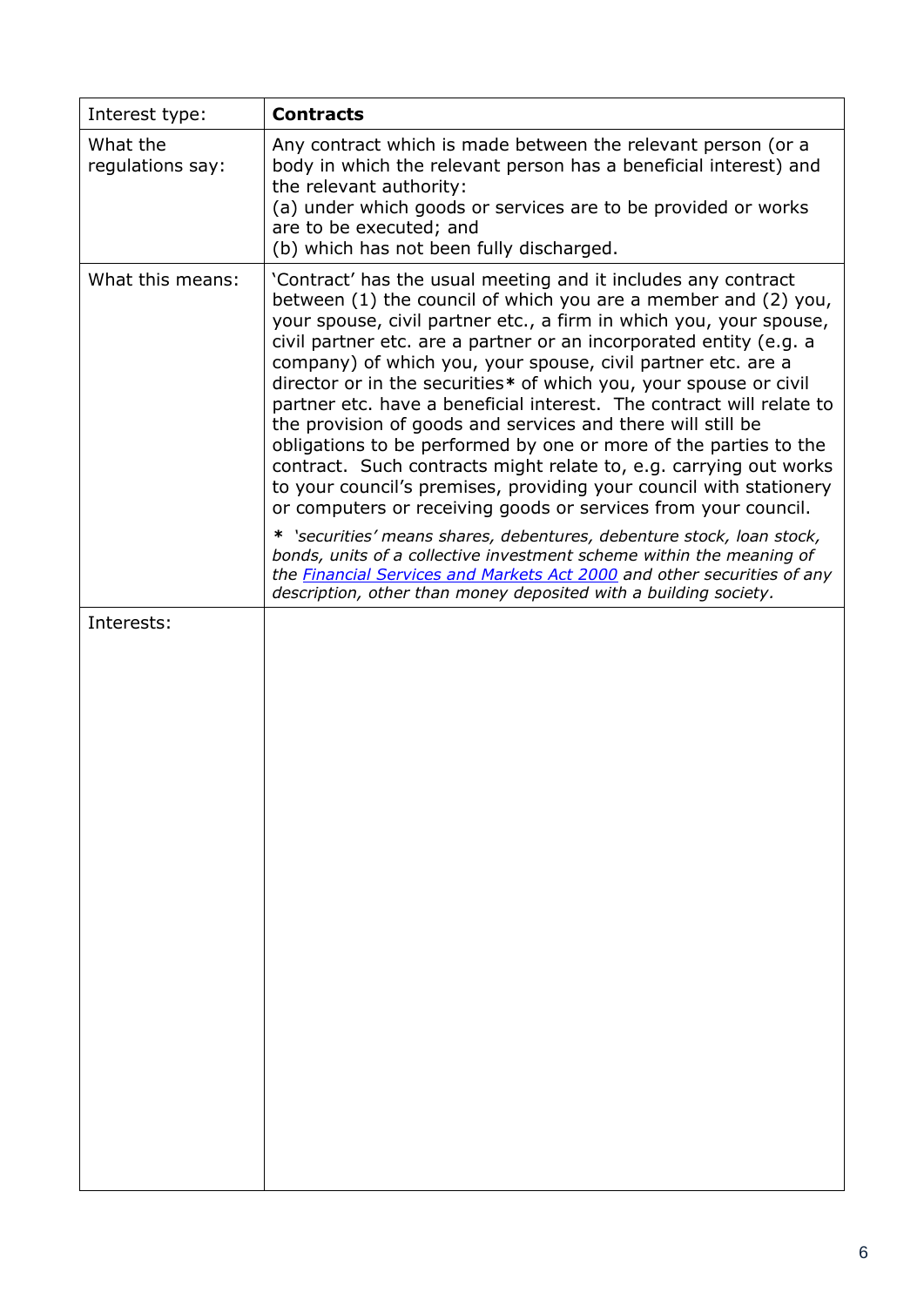| Interest type: | **Contracts** |
|---|---|
| What the regulations say: | Any contract which is made between the relevant person (or a body in which the relevant person has a beneficial interest) and the relevant authority:<br>(a) under which goods or services are to be provided or works are to be executed; and<br>(b) which has not been fully discharged. |
| What this means: | 'Contract' has the usual meeting and it includes any contract between (1) the council of which you are a member and (2) you, your spouse, civil partner etc., a firm in which you, your spouse, civil partner etc. are a partner or an incorporated entity (e.g. a company) of which you, your spouse, civil partner etc. are a director or in the securities* of which you, your spouse or civil partner etc. have a beneficial interest. The contract will relate to the provision of goods and services and there will still be obligations to be performed by one or more of the parties to the contract. Such contracts might relate to, e.g. carrying out works to your council's premises, providing your council with stationery or computers or receiving goods or services from your council.<br><br>*\* 'securities' means shares, debentures, debenture stock, loan stock, bonds, units of a collective investment scheme within the meaning of the [Financial Services and Markets Act 2000]() and other securities of any description, other than money deposited with a building society.* |
| Interests: | |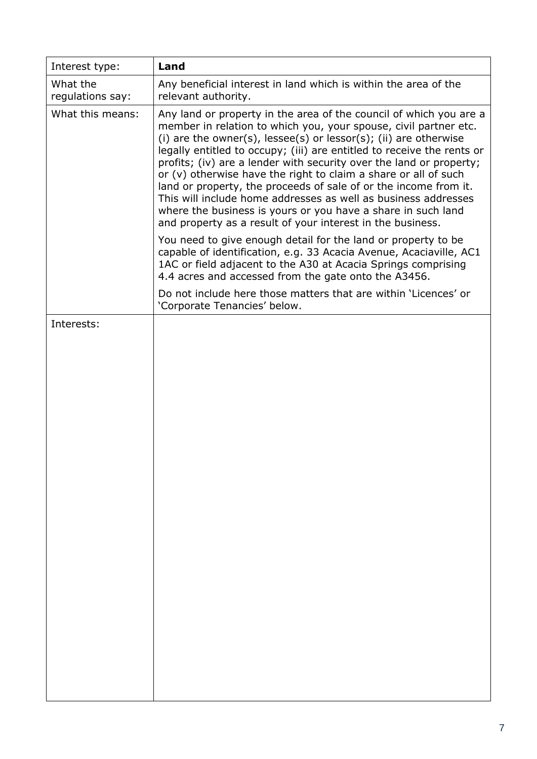| Interest type: | **Land** |
|---|---|
| What the regulations say: | Any beneficial interest in land which is within the area of the relevant authority. |
| What this means: | Any land or property in the area of the council of which you are a member in relation to which you, your spouse, civil partner etc. (i) are the owner(s), lessee(s) or lessor(s); (ii) are otherwise legally entitled to occupy; (iii) are entitled to receive the rents or profits; (iv) are a lender with security over the land or property; or (v) otherwise have the right to claim a share or all of such land or property, the proceeds of sale of or the income from it. This will include home addresses as well as business addresses where the business is yours or you have a share in such land and property as a result of your interest in the business.<br><br>You need to give enough detail for the land or property to be capable of identification, e.g. 33 Acacia Avenue, Acaciaville, AC1 1AC or field adjacent to the A30 at Acacia Springs comprising 4.4 acres and accessed from the gate onto the A3456.<br><br>Do not include here those matters that are within 'Licences' or 'Corporate Tenancies' below. |
| Interests: | |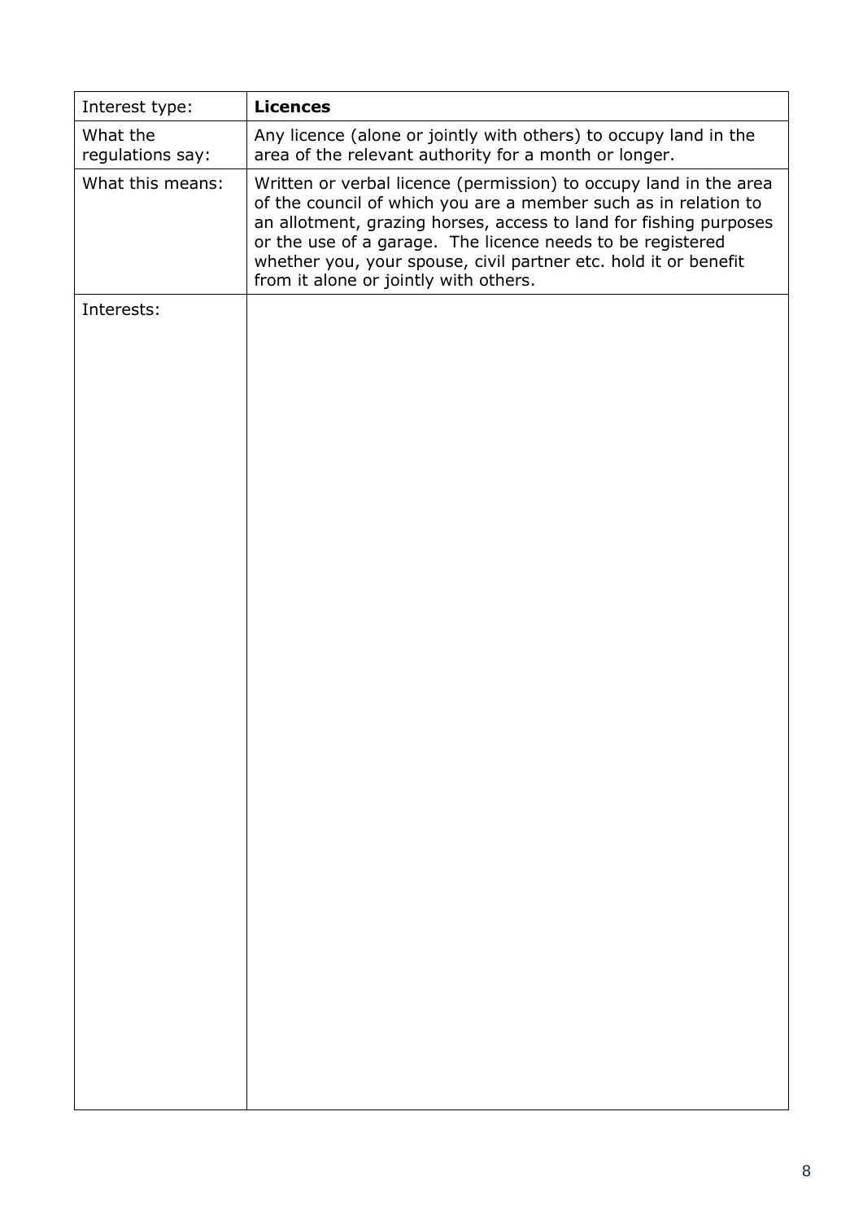| Interest type: | **Licences** |
| --- | --- |
| What the regulations say: | Any licence (alone or jointly with others) to occupy land in the area of the relevant authority for a month or longer. |
| What this means: | Written or verbal licence (permission) to occupy land in the area of the council of which you are a member such as in relation to an allotment, grazing horses, access to land for fishing purposes or the use of a garage. The licence needs to be registered whether you, your spouse, civil partner etc. hold it or benefit from it alone or jointly with others. |
| Interests: | |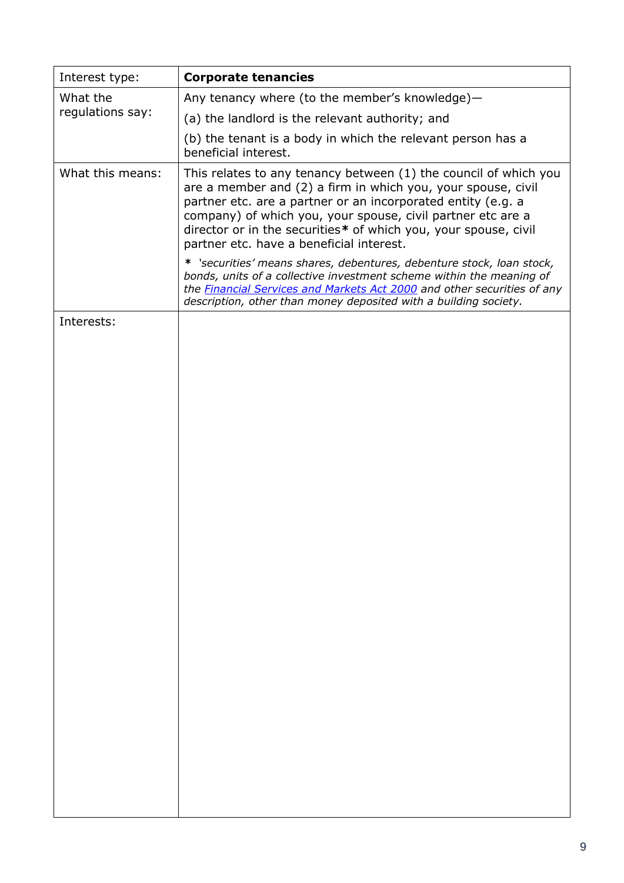| Interest type: | **Corporate tenancies** |
| --- | --- |
| What the regulations say: | Any tenancy where (to the member's knowledge)—<br>(a) the landlord is the relevant authority; and<br>(b) the tenant is a body in which the relevant person has a beneficial interest. |
| What this means: | This relates to any tenancy between (1) the council of which you are a member and (2) a firm in which you, your spouse, civil partner etc. are a partner or an incorporated entity (e.g. a company) of which you, your spouse, civil partner etc are a director or in the securities**\*** of which you, your spouse, civil partner etc. have a beneficial interest.<br>**\*** *'securities' means shares, debentures, debenture stock, loan stock, bonds, units of a collective investment scheme within the meaning of the [Financial Services and Markets Act 2000]() and other securities of any description, other than money deposited with a building society.* |
| Interests: | |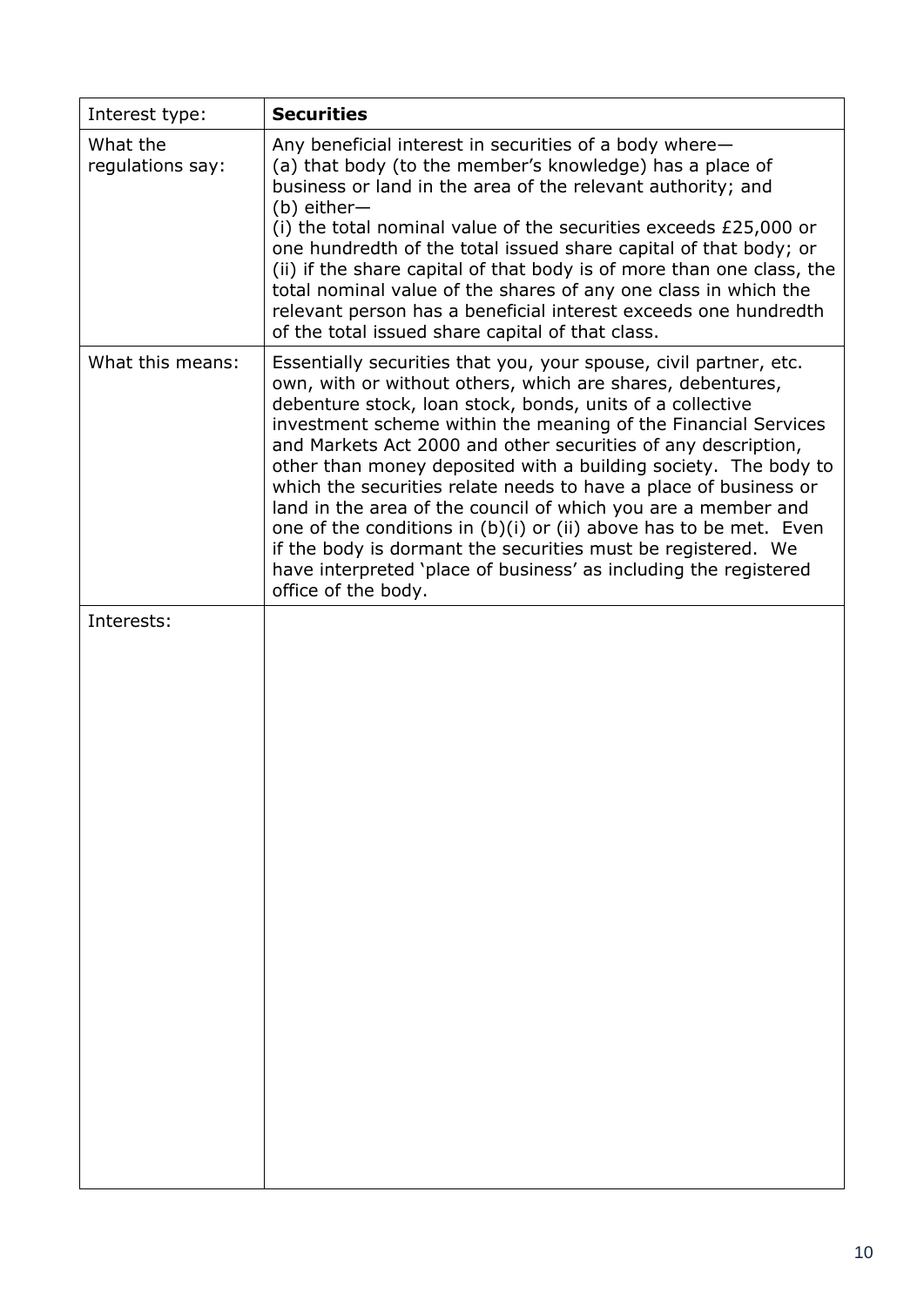| Interest type: | **Securities** |
|---|---|
| What the regulations say: | Any beneficial interest in securities of a body where—<br>(a) that body (to the member's knowledge) has a place of business or land in the area of the relevant authority; and<br>(b) either—<br>(i) the total nominal value of the securities exceeds £25,000 or one hundredth of the total issued share capital of that body; or<br>(ii) if the share capital of that body is of more than one class, the total nominal value of the shares of any one class in which the relevant person has a beneficial interest exceeds one hundredth of the total issued share capital of that class. |
| What this means: | Essentially securities that you, your spouse, civil partner, etc. own, with or without others, which are shares, debentures, debenture stock, loan stock, bonds, units of a collective investment scheme within the meaning of the Financial Services and Markets Act 2000 and other securities of any description, other than money deposited with a building society. The body to which the securities relate needs to have a place of business or land in the area of the council of which you are a member and one of the conditions in (b)(i) or (ii) above has to be met. Even if the body is dormant the securities must be registered. We have interpreted 'place of business' as including the registered office of the body. |
| Interests: | |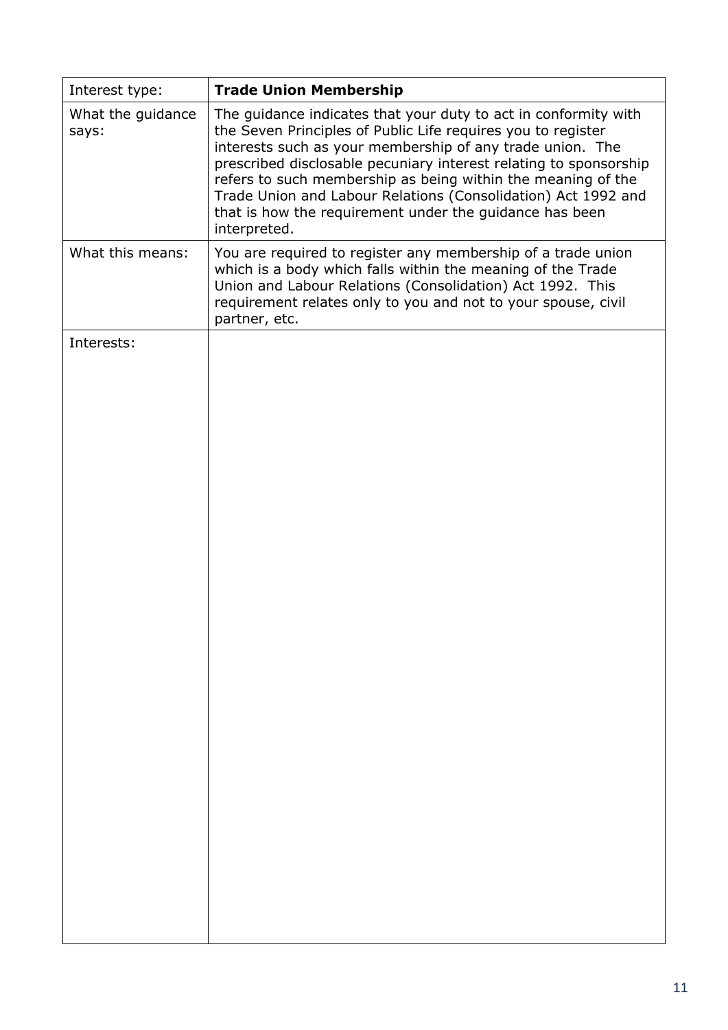| Interest type: | **Trade Union Membership** |
| --- | --- |
| What the guidance says: | The guidance indicates that your duty to act in conformity with the Seven Principles of Public Life requires you to register interests such as your membership of any trade union. The prescribed disclosable pecuniary interest relating to sponsorship refers to such membership as being within the meaning of the Trade Union and Labour Relations (Consolidation) Act 1992 and that is how the requirement under the guidance has been interpreted. |
| What this means: | You are required to register any membership of a trade union which is a body which falls within the meaning of the Trade Union and Labour Relations (Consolidation) Act 1992. This requirement relates only to you and not to your spouse, civil partner, etc. |
| Interests: | |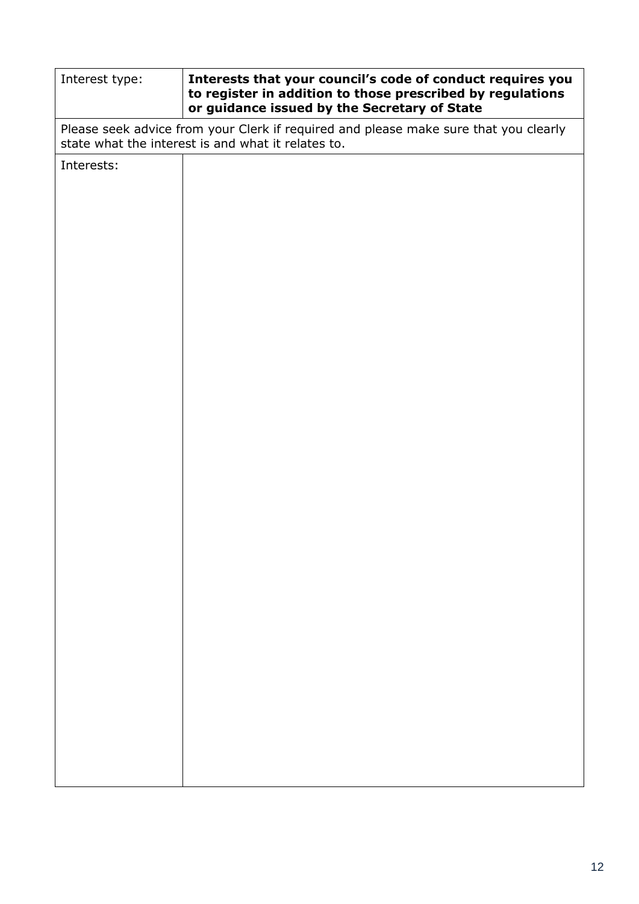| Interest type: | **Interests that your council's code of conduct requires you to register in addition to those prescribed by regulations or guidance issued by the Secretary of State** |
|---|---|
| Please seek advice from your Clerk if required and please make sure that you clearly state what the interest is and what it relates to. | |
| Interests: | |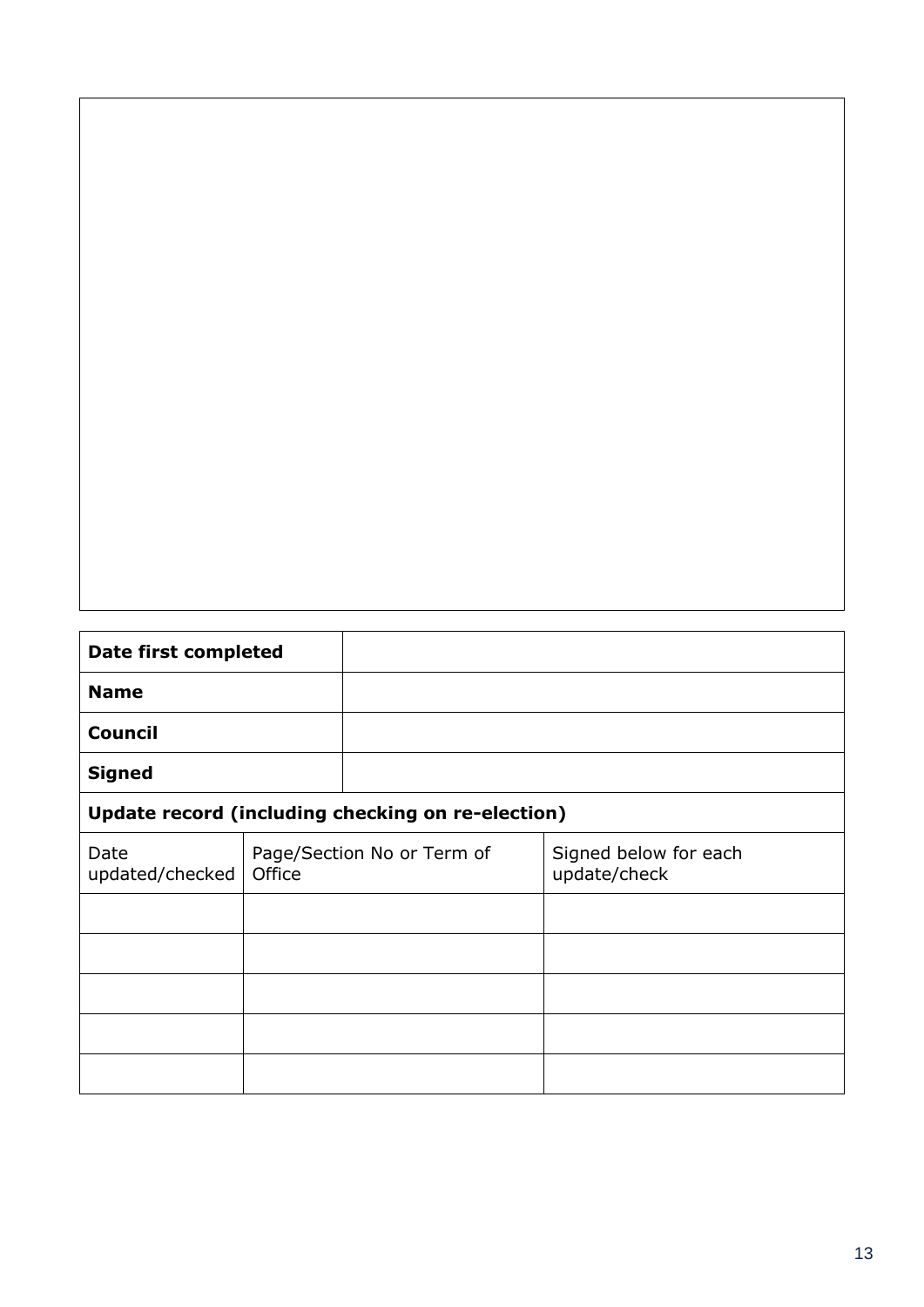| | |
|---|---|
| **Date first completed** | |
| **Name** | |
| **Council** | |
| **Signed** | |

**Update record (including checking on re-election)**

| Date updated/checked | Page/Section No or Term of Office | Signed below for each update/check |
|---|---|---|
| | | |
| | | |
| | | |
| | | |
| | | |